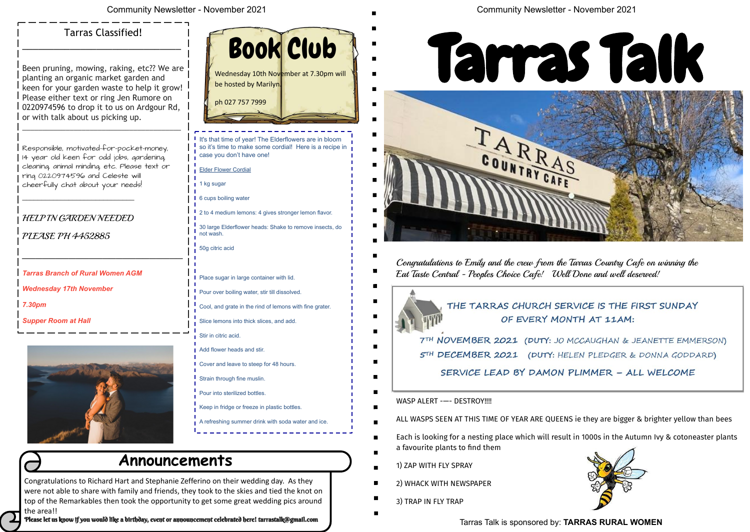## Tarras Classified!

Been pruning, mowing, raking, etc?? We are planting an organic market garden and keen for your garden waste to help it grow! Please either text or ring Jen Rumore on 0220974596 to drop it to us on Ardgour Rd, or with talk about us picking up.

---

Responsible, motivated-for-pocket-money, 14 year old keen for odd jobs, gardening, cleaning, animal minding, etc. Please text or ring 0220974596 and Celeste will cheerfully chat about your needs!

---

*HELP IN GARDEN NEEDED*

*PLEASE PH 4452885*

---

**Tarras Branch of Rural Women AGM**

**Wednesday 17th November**

**7.30pm**

**Supper Room at Hall**

# Book Club

Wednesday 10th November at 7.30pm will be hosted by Marilyn.

ph 027 757 7999

It's that time of year! The Elderflowers are in bloom so it's time to make some cordial! Here is a recipe in case you don't have one!

Elder Flower Cordial

1 kg sugar

6 cups boiling water

2 to 4 medium lemons: 4 gives stronger lemon flavor.

30 large Elderflower heads: Shake to remove insects, do not wash.

50g citric acid

Place sugar in large container with lid.

Pour over boiling water, stir till dissolved.

Cool, and grate in the rind of lemons with fine grater.

Slice lemons into thick slices, and add.

Stir in citric acid.

Add flower heads and stir.

Cover and leave to steep for 48 hours.

Strain through fine muslin.

Pour into sterilized bottles.

Keep in fridge or freeze in plastic bottles.

A refreshing summer drink with soda water and ice.

## Announcements

Congratulations to Richard Hart and Stephanie Zefferino on their wedding day. As they were not able to share with family and friends, they took to the skies and tied the knot on top of the Remarkables then took the opportunity to get some great wedding pics around the area!!

**Please let us know if you would like a birthday, event or announcement celebrated here! tarrastalk@gmail.com**

# Tarras Talk

*Congratulations to Emily and the crew from the Tarras Country Cafe on winning the Eat Taste Central - Peoples Choice Cafe! Well Done and well deserved!*

THE TARRAS CHURCH SERVICE IS THE FIRST SUNDAY OF EVERY MONTH AT 11AM:

7TH NOVEMBER 2021 (DUTY: JO MCCAUGHAN & JEANETTE EMMERSON)

5TH DECEMBER 2021 (DUTY: HELEN PLEDGER & DONNA GODDARD)

SERVICE LEAD BY DAMON PLIMMER – ALL WELCOME

WASP ALERT -—- DESTROY!!!!

ALL WASPS SEEN AT THIS TIME OF YEAR ARE QUEENS ie they are bigger & brighter yellow than bees

Each is looking for a nesting place which will result in 1000s in the Autumn Ivy & cotoneaster plants a favourite plants to find them

1) ZAP WITH FLY SPRAY

2) WHACK WITH NEWSPAPER

3) TRAP IN FLY TRAP

Tarras Talk is sponsored by: **TARRAS RURAL WOMEN**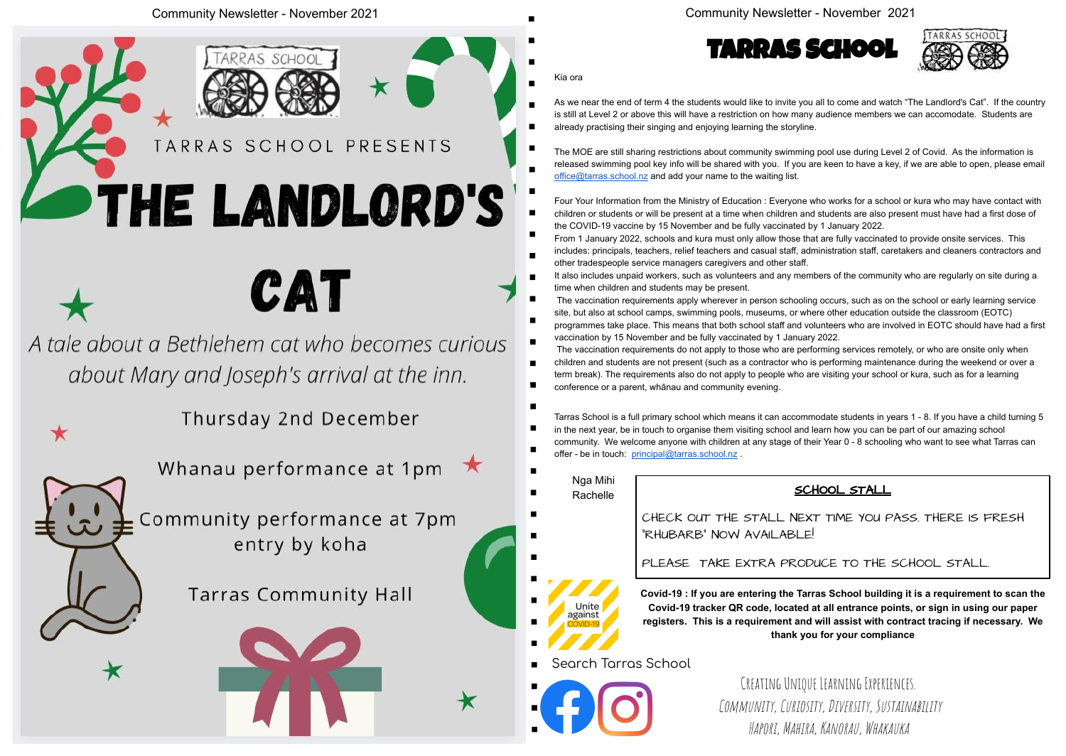TARRAS SCHOOL PRESENTS

# THE LANDLORD'S CAT

*A tale about a Bethlehem cat who becomes curious about Mary and Joseph's arrival at the inn.*

Thursday 2nd December

Whanau performance at 1pm

Community performance at 7pm
entry by koha

Tarras Community Hall

# TARRAS SCHOOL

Kia ora

As we near the end of term 4 the students would like to invite you all to come and watch "The Landlord's Cat". If the country is still at Level 2 or above this will have a restriction on how many audience members we can accomodate. Students are already practising their singing and enjoying learning the storyline.

The MOE are still sharing restrictions about community swimming pool use during Level 2 of Covid. As the information is released swimming pool key info will be shared with you. If you are keen to have a key, if we are able to open, please email office@tarras.school.nz and add your name to the waiting list.

Four Your Information from the Ministry of Education : Everyone who works for a school or kura who may have contact with children or students or will be present at a time when children and students are also present must have had a first dose of the COVID-19 vaccine by 15 November and be fully vaccinated by 1 January 2022.
From 1 January 2022, schools and kura must only allow those that are fully vaccinated to provide onsite services. This includes: principals, teachers, relief teachers and casual staff, administration staff, caretakers and cleaners contractors and other tradespeople service managers caregivers and other staff.
It also includes unpaid workers, such as volunteers and any members of the community who are regularly on site during a time when children and students may be present.
The vaccination requirements apply wherever in person schooling occurs, such as on the school or early learning service site, but also at school camps, swimming pools, museums, or where other education outside the classroom (EOTC) programmes take place. This means that both school staff and volunteers who are involved in EOTC should have had a first vaccination by 15 November and be fully vaccinated by 1 January 2022.
The vaccination requirements do not apply to those who are performing services remotely, or who are onsite only when children and students are not present (such as a contractor who is performing maintenance during the weekend or over a term break). The requirements also do not apply to people who are visiting your school or kura, such as for a learning conference or a parent, whānau and community evening.

Tarras School is a full primary school which means it can accommodate students in years 1 - 8. If you have a child turning 5 in the next year, be in touch to organise them visiting school and learn how you can be part of our amazing school community. We welcome anyone with children at any stage of their Year 0 - 8 schooling who want to see what Tarras can offer - be in touch: principal@tarras.school.nz .

Nga Mihi
Rachelle

## SCHOOL STALL

CHECK OUT THE STALL NEXT TIME YOU PASS. THERE IS FRESH "RHUBARB" NOW AVAILABLE!

PLEASE TAKE EXTRA PRODUCE TO THE SCHOOL STALL.

Unite against COVID-19

**Covid-19 : If you are entering the Tarras School building it is a requirement to scan the Covid-19 tracker QR code, located at all entrance points, or sign in using our paper registers. This is a requirement and will assist with contract tracing if necessary. We thank you for your compliance**

Search Tarras School

Creating Unique Learning Experiences.
Community, Curiosity, Diversity, Sustainability
Hapori, Mahira, Kanorau, Whakauka